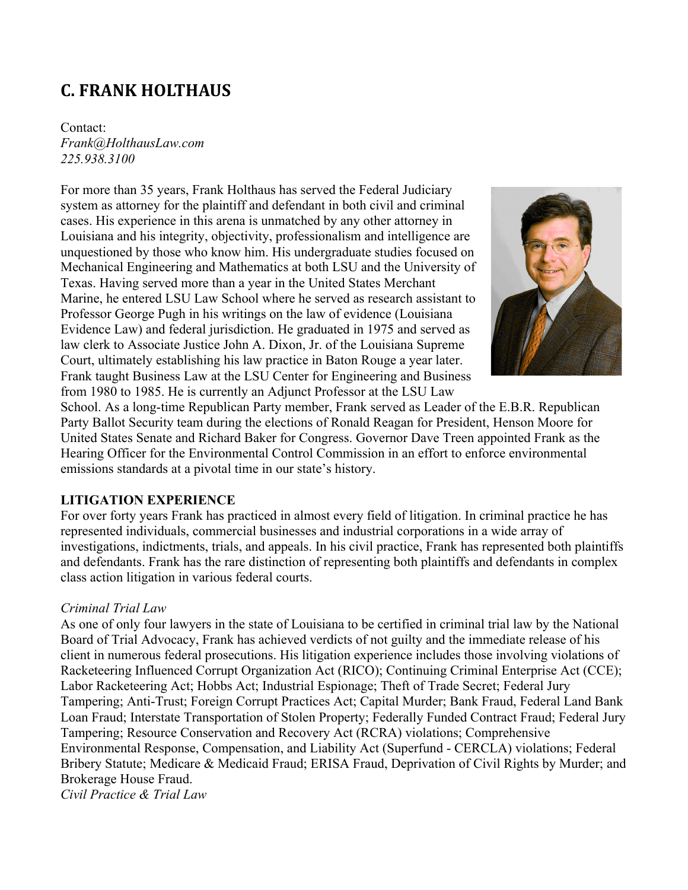# C. FRANK HOLTHAUS

Contact:
*Frank@HolthausLaw.com*
*225.938.3100*

For more than 35 years, Frank Holthaus has served the Federal Judiciary system as attorney for the plaintiff and defendant in both civil and criminal cases. His experience in this arena is unmatched by any other attorney in Louisiana and his integrity, objectivity, professionalism and intelligence are unquestioned by those who know him. His undergraduate studies focused on Mechanical Engineering and Mathematics at both LSU and the University of Texas. Having served more than a year in the United States Merchant Marine, he entered LSU Law School where he served as research assistant to Professor George Pugh in his writings on the law of evidence (Louisiana Evidence Law) and federal jurisdiction. He graduated in 1975 and served as law clerk to Associate Justice John A. Dixon, Jr. of the Louisiana Supreme Court, ultimately establishing his law practice in Baton Rouge a year later. Frank taught Business Law at the LSU Center for Engineering and Business from 1980 to 1985. He is currently an Adjunct Professor at the LSU Law School. As a long-time Republican Party member, Frank served as Leader of the E.B.R. Republican Party Ballot Security team during the elections of Ronald Reagan for President, Henson Moore for United States Senate and Richard Baker for Congress. Governor Dave Treen appointed Frank as the Hearing Officer for the Environmental Control Commission in an effort to enforce environmental emissions standards at a pivotal time in our state's history.

**LITIGATION EXPERIENCE**

For over forty years Frank has practiced in almost every field of litigation. In criminal practice he has represented individuals, commercial businesses and industrial corporations in a wide array of investigations, indictments, trials, and appeals. In his civil practice, Frank has represented both plaintiffs and defendants. Frank has the rare distinction of representing both plaintiffs and defendants in complex class action litigation in various federal courts.

*Criminal Trial Law*

As one of only four lawyers in the state of Louisiana to be certified in criminal trial law by the National Board of Trial Advocacy, Frank has achieved verdicts of not guilty and the immediate release of his client in numerous federal prosecutions. His litigation experience includes those involving violations of Racketeering Influenced Corrupt Organization Act (RICO); Continuing Criminal Enterprise Act (CCE); Labor Racketeering Act; Hobbs Act; Industrial Espionage; Theft of Trade Secret; Federal Jury Tampering; Anti-Trust; Foreign Corrupt Practices Act; Capital Murder; Bank Fraud, Federal Land Bank Loan Fraud; Interstate Transportation of Stolen Property; Federally Funded Contract Fraud; Federal Jury Tampering; Resource Conservation and Recovery Act (RCRA) violations; Comprehensive Environmental Response, Compensation, and Liability Act (Superfund - CERCLA) violations; Federal Bribery Statute; Medicare & Medicaid Fraud; ERISA Fraud, Deprivation of Civil Rights by Murder; and Brokerage House Fraud.

*Civil Practice & Trial Law*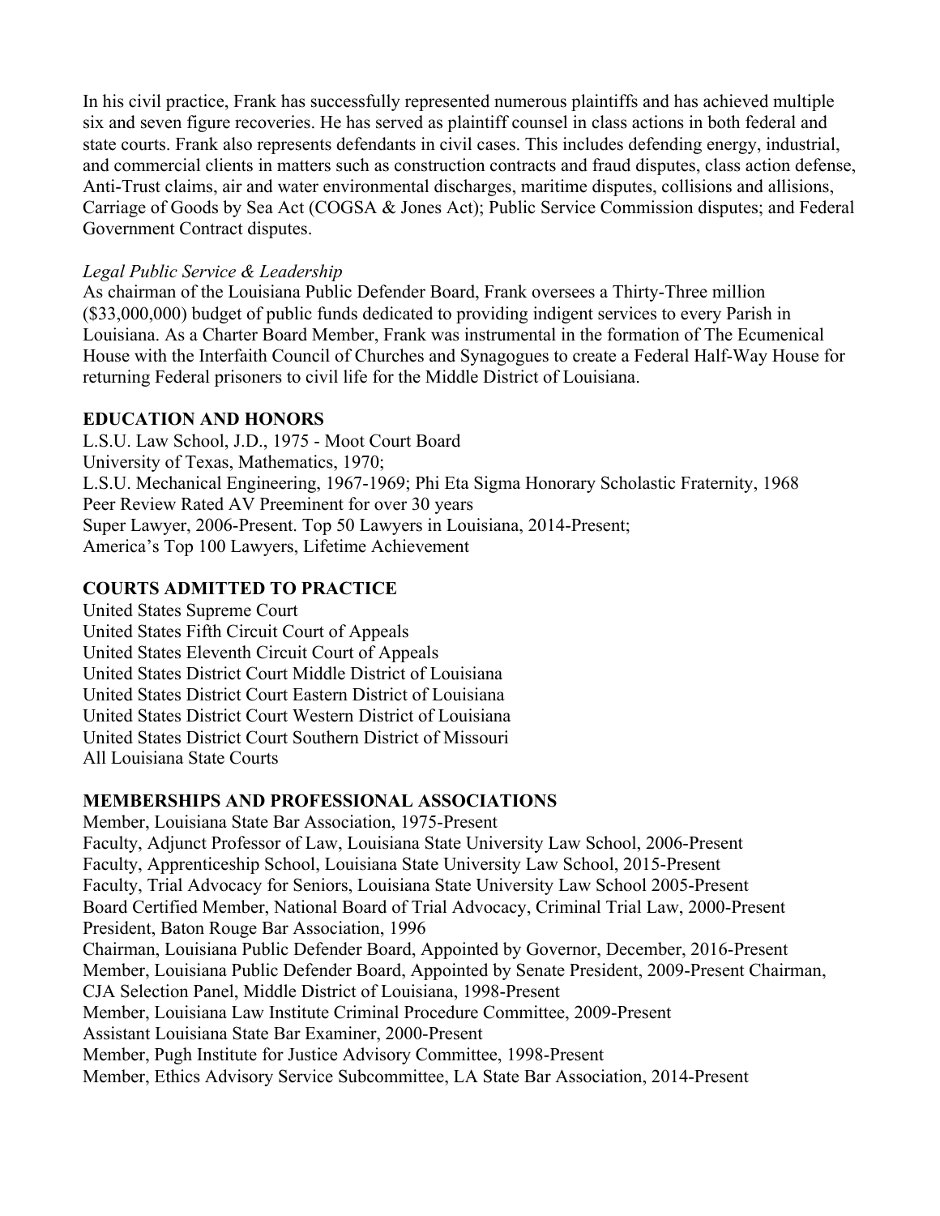In his civil practice, Frank has successfully represented numerous plaintiffs and has achieved multiple six and seven figure recoveries. He has served as plaintiff counsel in class actions in both federal and state courts. Frank also represents defendants in civil cases. This includes defending energy, industrial, and commercial clients in matters such as construction contracts and fraud disputes, class action defense, Anti-Trust claims, air and water environmental discharges, maritime disputes, collisions and allisions, Carriage of Goods by Sea Act (COGSA & Jones Act); Public Service Commission disputes; and Federal Government Contract disputes.

*Legal Public Service & Leadership*

As chairman of the Louisiana Public Defender Board, Frank oversees a Thirty-Three million ($33,000,000) budget of public funds dedicated to providing indigent services to every Parish in Louisiana. As a Charter Board Member, Frank was instrumental in the formation of The Ecumenical House with the Interfaith Council of Churches and Synagogues to create a Federal Half-Way House for returning Federal prisoners to civil life for the Middle District of Louisiana.

## EDUCATION AND HONORS

L.S.U. Law School, J.D., 1975 - Moot Court Board
University of Texas, Mathematics, 1970;
L.S.U. Mechanical Engineering, 1967-1969; Phi Eta Sigma Honorary Scholastic Fraternity, 1968
Peer Review Rated AV Preeminent for over 30 years
Super Lawyer, 2006-Present. Top 50 Lawyers in Louisiana, 2014-Present;
America's Top 100 Lawyers, Lifetime Achievement

## COURTS ADMITTED TO PRACTICE

United States Supreme Court
United States Fifth Circuit Court of Appeals
United States Eleventh Circuit Court of Appeals
United States District Court Middle District of Louisiana
United States District Court Eastern District of Louisiana
United States District Court Western District of Louisiana
United States District Court Southern District of Missouri
All Louisiana State Courts

## MEMBERSHIPS AND PROFESSIONAL ASSOCIATIONS

Member, Louisiana State Bar Association, 1975-Present
Faculty, Adjunct Professor of Law, Louisiana State University Law School, 2006-Present
Faculty, Apprenticeship School, Louisiana State University Law School, 2015-Present
Faculty, Trial Advocacy for Seniors, Louisiana State University Law School 2005-Present
Board Certified Member, National Board of Trial Advocacy, Criminal Trial Law, 2000-Present
President, Baton Rouge Bar Association, 1996
Chairman, Louisiana Public Defender Board, Appointed by Governor, December, 2016-Present
Member, Louisiana Public Defender Board, Appointed by Senate President, 2009-Present Chairman, CJA Selection Panel, Middle District of Louisiana, 1998-Present
Member, Louisiana Law Institute Criminal Procedure Committee, 2009-Present
Assistant Louisiana State Bar Examiner, 2000-Present
Member, Pugh Institute for Justice Advisory Committee, 1998-Present
Member, Ethics Advisory Service Subcommittee, LA State Bar Association, 2014-Present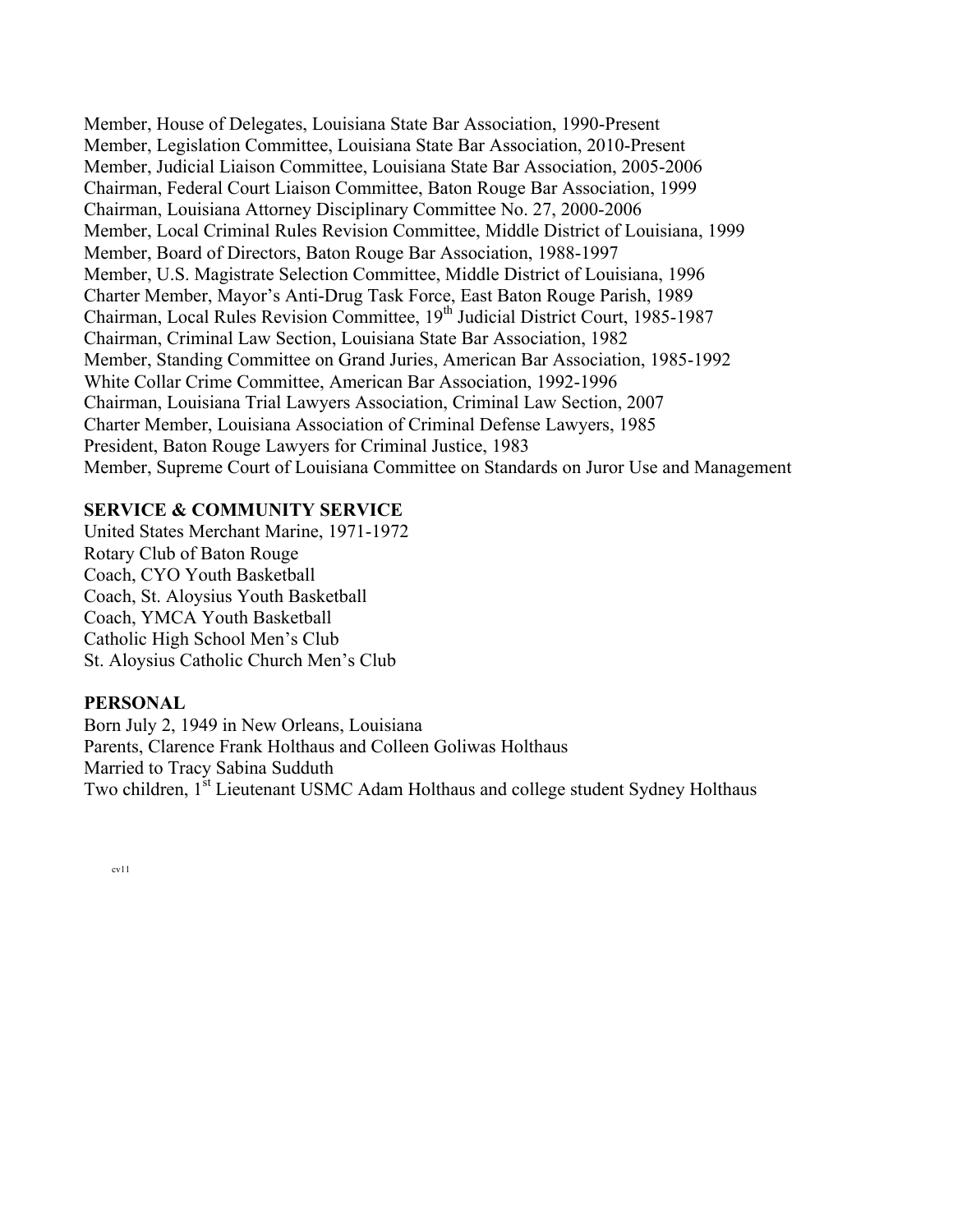Member, House of Delegates, Louisiana State Bar Association, 1990-Present
Member, Legislation Committee, Louisiana State Bar Association, 2010-Present
Member, Judicial Liaison Committee, Louisiana State Bar Association, 2005-2006
Chairman, Federal Court Liaison Committee, Baton Rouge Bar Association, 1999
Chairman, Louisiana Attorney Disciplinary Committee No. 27, 2000-2006
Member, Local Criminal Rules Revision Committee, Middle District of Louisiana, 1999
Member, Board of Directors, Baton Rouge Bar Association, 1988-1997
Member, U.S. Magistrate Selection Committee, Middle District of Louisiana, 1996
Charter Member, Mayor's Anti-Drug Task Force, East Baton Rouge Parish, 1989
Chairman, Local Rules Revision Committee, 19th Judicial District Court, 1985-1987
Chairman, Criminal Law Section, Louisiana State Bar Association, 1982
Member, Standing Committee on Grand Juries, American Bar Association, 1985-1992
White Collar Crime Committee, American Bar Association, 1992-1996
Chairman, Louisiana Trial Lawyers Association, Criminal Law Section, 2007
Charter Member, Louisiana Association of Criminal Defense Lawyers, 1985
President, Baton Rouge Lawyers for Criminal Justice, 1983
Member, Supreme Court of Louisiana Committee on Standards on Juror Use and Management

**SERVICE & COMMUNITY SERVICE**

United States Merchant Marine, 1971-1972
Rotary Club of Baton Rouge
Coach, CYO Youth Basketball
Coach, St. Aloysius Youth Basketball
Coach, YMCA Youth Basketball
Catholic High School Men's Club
St. Aloysius Catholic Church Men's Club

**PERSONAL**

Born July 2, 1949 in New Orleans, Louisiana
Parents, Clarence Frank Holthaus and Colleen Goliwas Holthaus
Married to Tracy Sabina Sudduth
Two children, 1st Lieutenant USMC Adam Holthaus and college student Sydney Holthaus

cv11